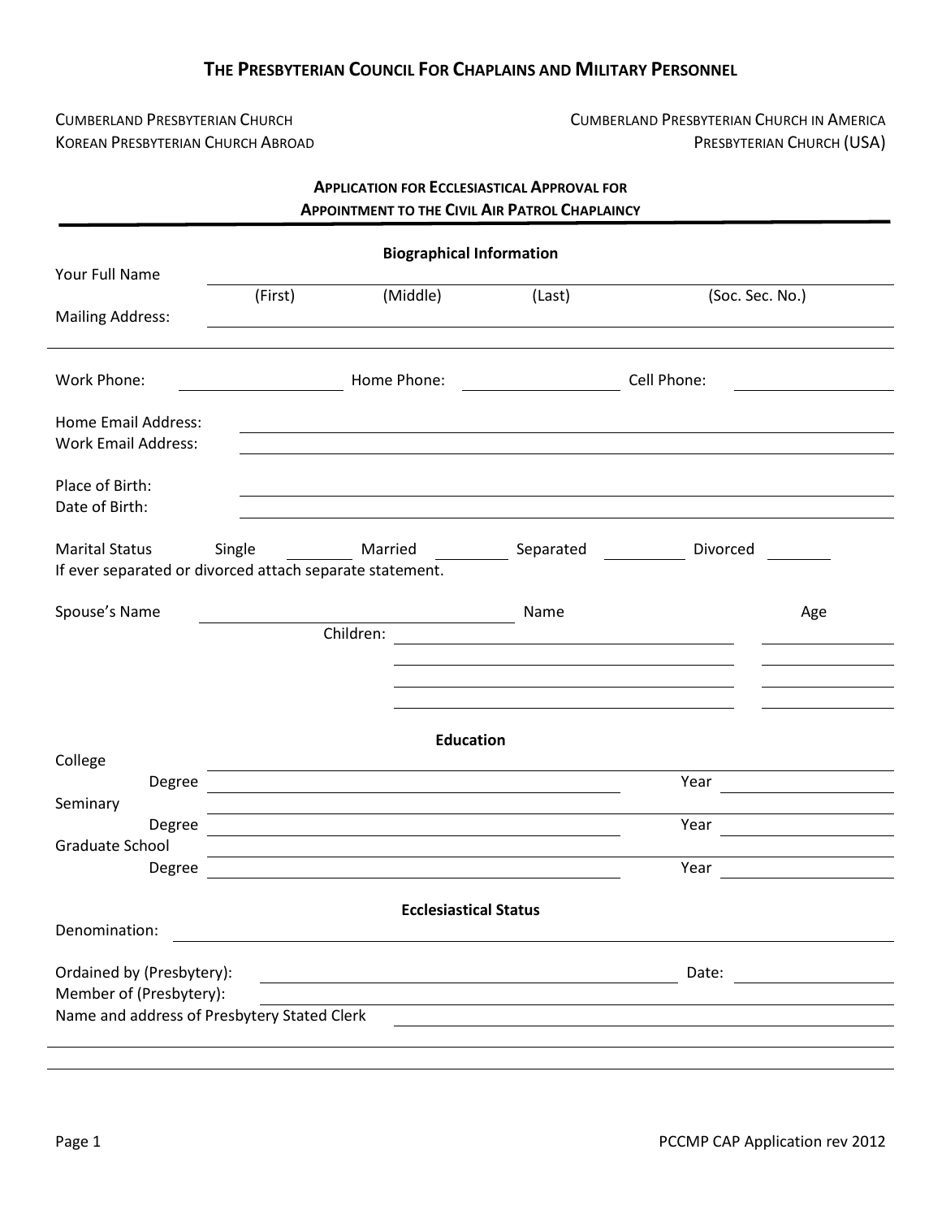# The Presbyterian Council For Chaplains and Military Personnel

Cumberland Presbyterian Church
Korean Presbyterian Church Abroad

Cumberland Presbyterian Church in America
Presbyterian Church (USA)

## Application for Ecclesiastical Approval for Appointment to the Civil Air Patrol Chaplaincy

### Biographical Information

Your Full Name ______________________________________________
(First) (Middle) (Last) (Soc. Sec. No.)

Mailing Address: ______________________________________________

Work Phone: ____________ Home Phone: ____________ Cell Phone: ____________

Home Email Address: ______________________________________________
Work Email Address: ______________________________________________

Place of Birth: ______________________________________________
Date of Birth: ______________________________________________

Marital Status Single ______ Married ______ Separated ______ Divorced ______
If ever separated or divorced attach separate statement.

Spouse's Name ______________________ Name Age
Children: ______________________ ______
______________________ ______
______________________ ______
______________________ ______

### Education

College ______________________________________________
Degree ______________________ Year ______
Seminary ______________________________________________
Degree ______________________ Year ______
Graduate School ______________________________________________
Degree ______________________ Year ______

### Ecclesiastical Status

Denomination: ______________________________________________

Ordained by (Presbytery): ______________________ Date: ______
Member of (Presbytery): ______________________________________________
Name and address of Presbytery Stated Clerk ______________________________________________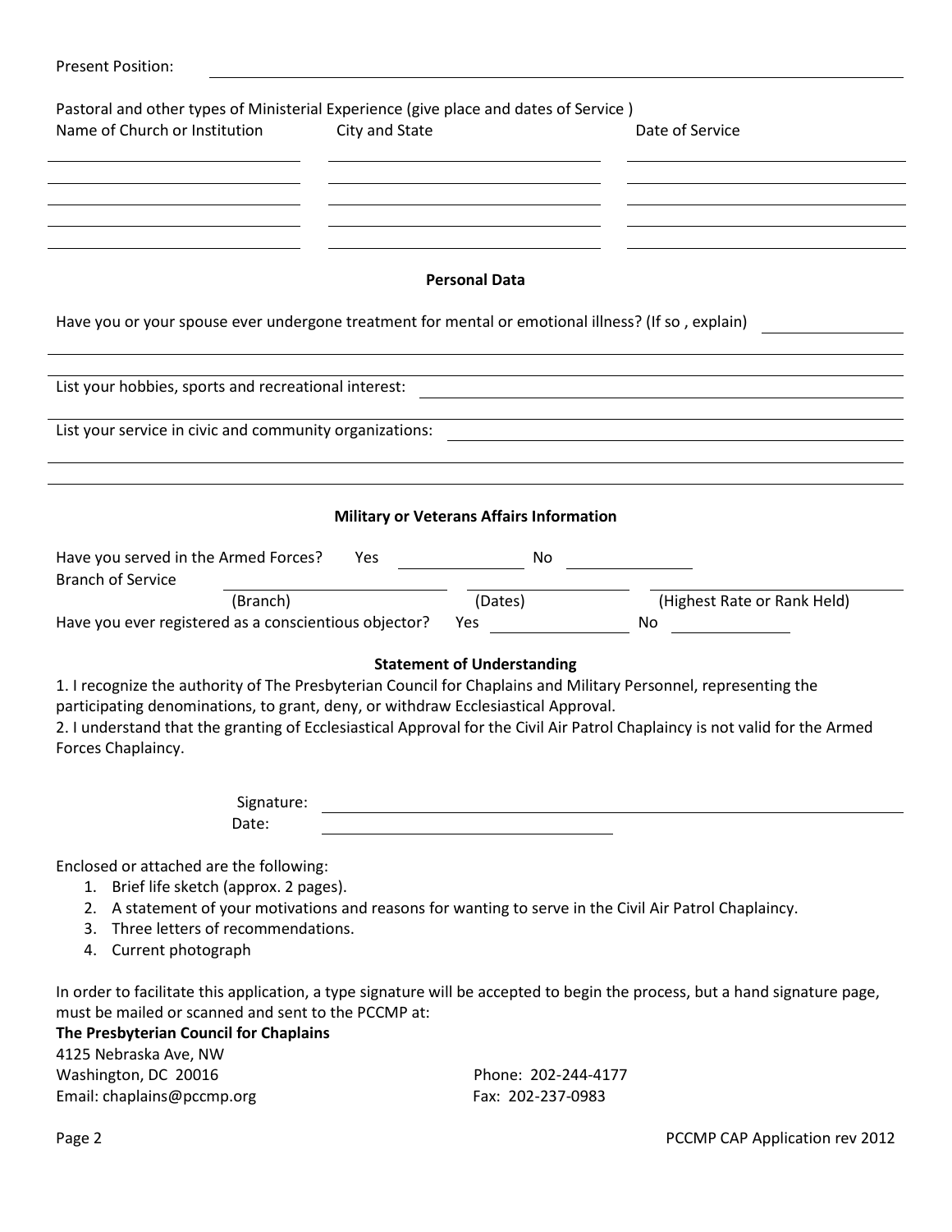Present Position: \_\_\_\_\_\_\_\_\_\_\_\_\_\_\_\_\_\_\_\_\_\_\_\_\_\_\_\_\_\_\_\_\_\_\_\_\_\_\_\_

Pastoral and other types of Ministerial Experience (give place and dates of Service )

| Name of Church or Institution | City and State | Date of Service |
|---|---|---|
| | | |
| | | |
| | | |
| | | |
| | | |

## Personal Data

Have you or your spouse ever undergone treatment for mental or emotional illness? (If so , explain)

List your hobbies, sports and recreational interest:

List your service in civic and community organizations:

## Military or Veterans Affairs Information

Have you served in the Armed Forces? Yes \_\_\_\_\_\_\_\_ No \_\_\_\_\_\_\_\_

Branch of Service

| (Branch) | (Dates) | (Highest Rate or Rank Held) |
|---|---|---|
| | | |

Have you ever registered as a conscientious objector? Yes \_\_\_\_\_\_\_\_ No \_\_\_\_\_\_\_\_

## Statement of Understanding

1. I recognize the authority of The Presbyterian Council for Chaplains and Military Personnel, representing the participating denominations, to grant, deny, or withdraw Ecclesiastical Approval.
2. I understand that the granting of Ecclesiastical Approval for the Civil Air Patrol Chaplaincy is not valid for the Armed Forces Chaplaincy.

Signature: \_\_\_\_\_\_\_\_\_\_\_\_\_\_\_\_\_\_\_\_\_\_\_\_

Date: \_\_\_\_\_\_\_\_\_\_\_\_\_\_\_\_

Enclosed or attached are the following:

1. Brief life sketch (approx. 2 pages).
2. A statement of your motivations and reasons for wanting to serve in the Civil Air Patrol Chaplaincy.
3. Three letters of recommendations.
4. Current photograph

In order to facilitate this application, a type signature will be accepted to begin the process, but a hand signature page, must be mailed or scanned and sent to the PCCMP at:

**The Presbyterian Council for Chaplains**
4125 Nebraska Ave, NW
Washington, DC 20016
Email: chaplains@pccmp.org

Phone: 202-244-4177
Fax: 202-237-0983

PCCMP CAP Application rev 2012